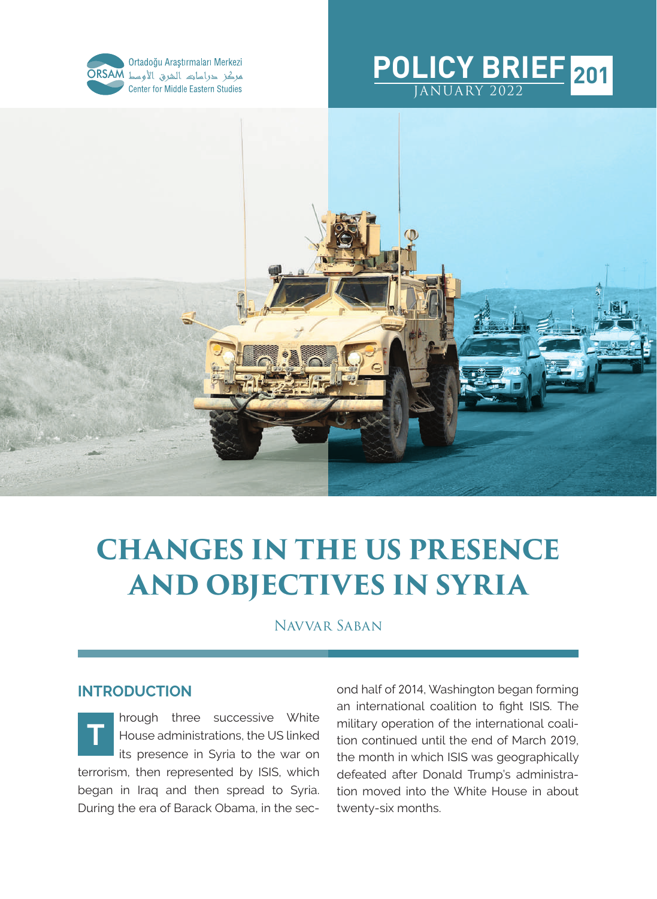Ortadoğu Araştırmaları Merkezi
مركز دراسات الشرق الأوسط ORSAM
Center for Middle Eastern Studies

**POLICY BRIEF 201**
JANUARY 2022

# CHANGES IN THE US PRESENCE AND OBJECTIVES IN SYRIA

Navvar Saban

## INTRODUCTION

Through three successive White House administrations, the US linked its presence in Syria to the war on terrorism, then represented by ISIS, which began in Iraq and then spread to Syria. During the era of Barack Obama, in the second half of 2014, Washington began forming an international coalition to fight ISIS. The military operation of the international coalition continued until the end of March 2019, the month in which ISIS was geographically defeated after Donald Trump's administration moved into the White House in about twenty-six months.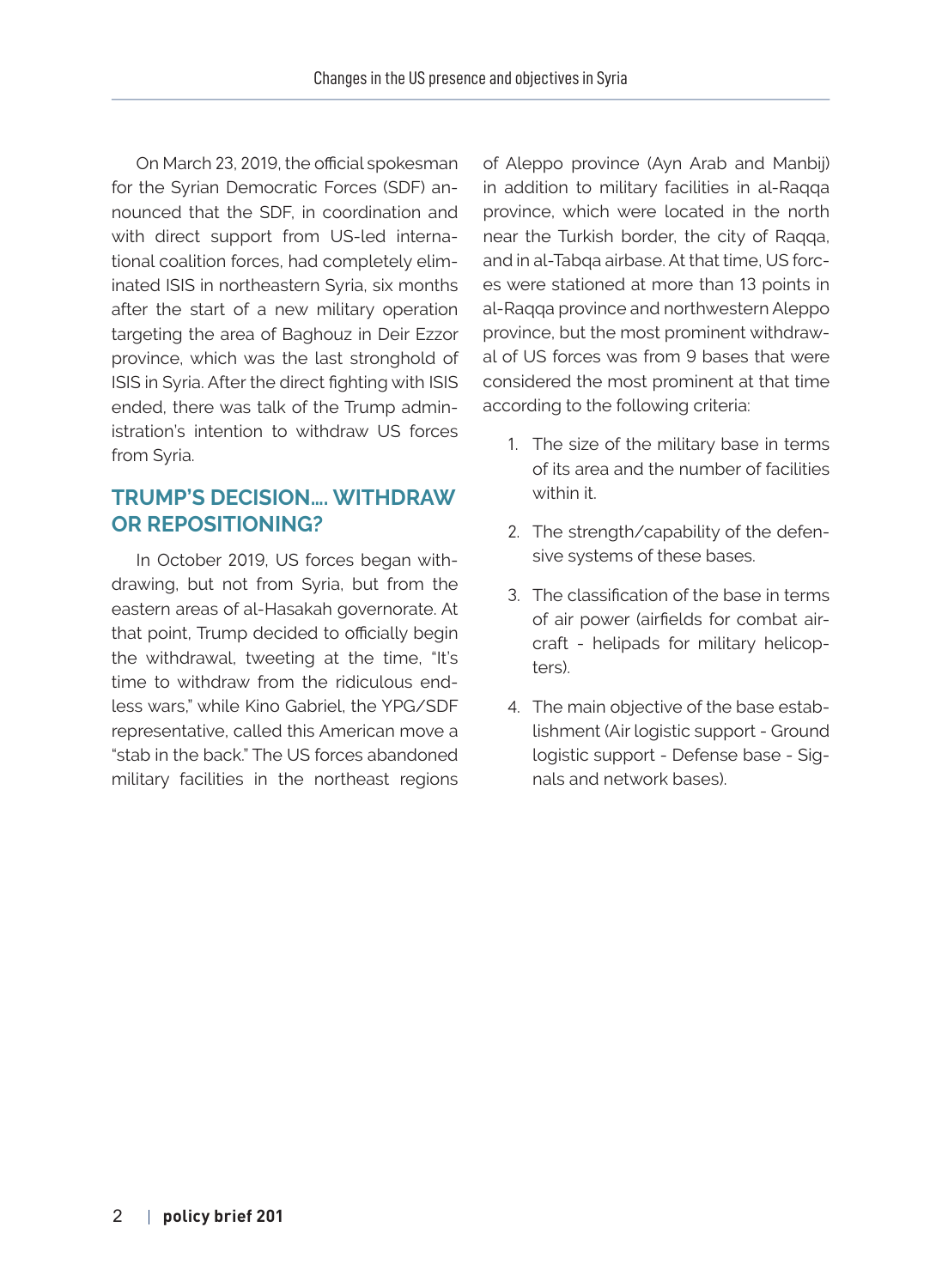On March 23, 2019, the official spokesman for the Syrian Democratic Forces (SDF) announced that the SDF, in coordination and with direct support from US-led international coalition forces, had completely eliminated ISIS in northeastern Syria, six months after the start of a new military operation targeting the area of Baghouz in Deir Ezzor province, which was the last stronghold of ISIS in Syria. After the direct fighting with ISIS ended, there was talk of the Trump administration's intention to withdraw US forces from Syria.

## TRUMP'S DECISION.... WITHDRAW OR REPOSITIONING?

In October 2019, US forces began withdrawing, but not from Syria, but from the eastern areas of al-Hasakah governorate. At that point, Trump decided to officially begin the withdrawal, tweeting at the time, "It's time to withdraw from the ridiculous endless wars," while Kino Gabriel, the YPG/SDF representative, called this American move a "stab in the back." The US forces abandoned military facilities in the northeast regions of Aleppo province (Ayn Arab and Manbij) in addition to military facilities in al-Raqqa province, which were located in the north near the Turkish border, the city of Raqqa, and in al-Tabqa airbase. At that time, US forces were stationed at more than 13 points in al-Raqqa province and northwestern Aleppo province, but the most prominent withdrawal of US forces was from 9 bases that were considered the most prominent at that time according to the following criteria:

1. The size of the military base in terms of its area and the number of facilities within it.
2. The strength/capability of the defensive systems of these bases.
3. The classification of the base in terms of air power (airfields for combat aircraft - helipads for military helicopters).
4. The main objective of the base establishment (Air logistic support - Ground logistic support - Defense base - Signals and network bases).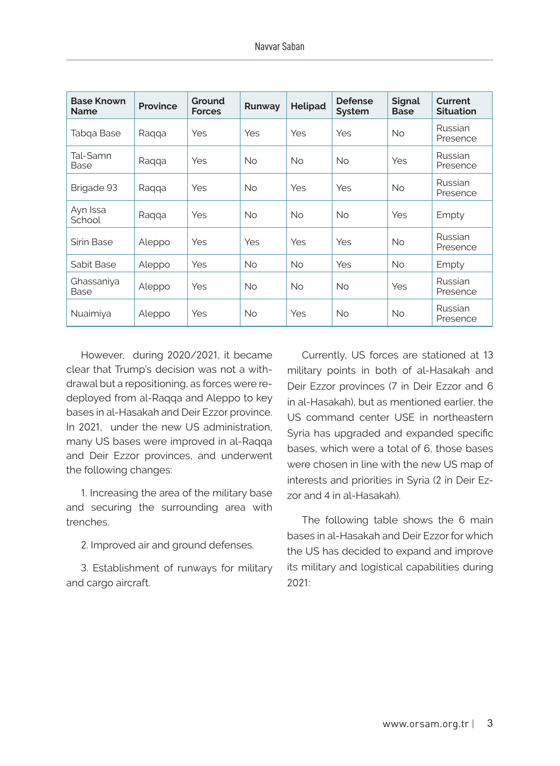| Base Known Name | Province | Ground Forces | Runway | Helipad | Defense System | Signal Base | Current Situation |
|---|---|---|---|---|---|---|---|
| Tabqa Base | Raqqa | Yes | Yes | Yes | Yes | No | Russian Presence |
| Tal-Samn Base | Raqqa | Yes | No | No | No | Yes | Russian Presence |
| Brigade 93 | Raqqa | Yes | No | Yes | Yes | No | Russian Presence |
| Ayn Issa School | Raqqa | Yes | No | No | No | Yes | Empty |
| Sirin Base | Aleppo | Yes | Yes | Yes | Yes | No | Russian Presence |
| Sabit Base | Aleppo | Yes | No | No | Yes | No | Empty |
| Ghassaniya Base | Aleppo | Yes | No | No | No | Yes | Russian Presence |
| Nuaimiya | Aleppo | Yes | No | Yes | No | No | Russian Presence |

However, during 2020/2021, it became clear that Trump's decision was not a withdrawal but a repositioning, as forces were redeployed from al-Raqqa and Aleppo to key bases in al-Hasakah and Deir Ezzor province. In 2021, under the new US administration, many US bases were improved in al-Raqqa and Deir Ezzor provinces, and underwent the following changes:

1. Increasing the area of the military base and securing the surrounding area with trenches.

2. Improved air and ground defenses.

3. Establishment of runways for military and cargo aircraft.

Currently, US forces are stationed at 13 military points in both of al-Hasakah and Deir Ezzor provinces (7 in Deir Ezzor and 6 in al-Hasakah), but as mentioned earlier, the US command center USE in northeastern Syria has upgraded and expanded specific bases, which were a total of 6, those bases were chosen in line with the new US map of interests and priorities in Syria (2 in Deir Ezzor and 4 in al-Hasakah).

The following table shows the 6 main bases in al-Hasakah and Deir Ezzor for which the US has decided to expand and improve its military and logistical capabilities during 2021: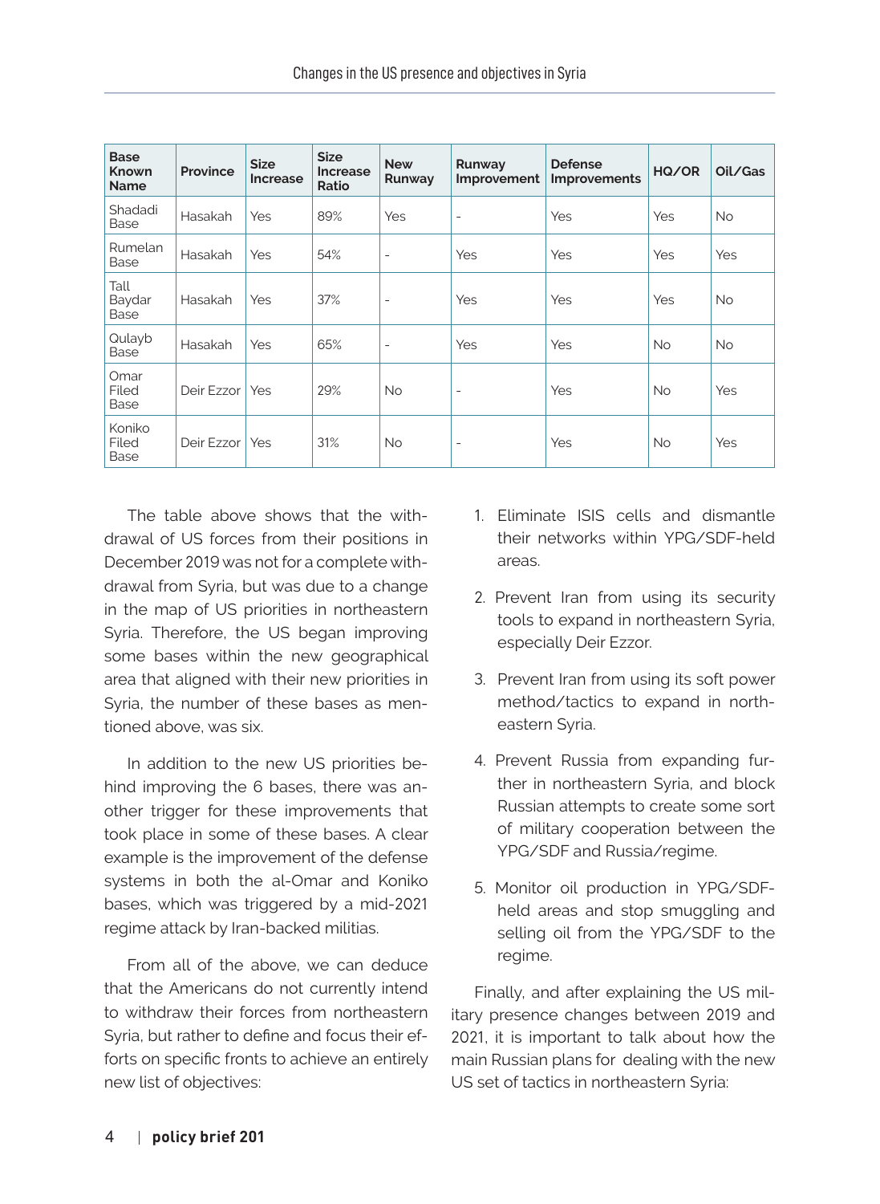| Base Known Name | Province | Size Increase | Size Increase Ratio | New Runway | Runway Improvement | Defense Improvements | HQ/OR | Oil/Gas |
|---|---|---|---|---|---|---|---|---|
| Shadadi Base | Hasakah | Yes | 89% | Yes | - | Yes | Yes | No |
| Rumelan Base | Hasakah | Yes | 54% | - | Yes | Yes | Yes | Yes |
| Tall Baydar Base | Hasakah | Yes | 37% | - | Yes | Yes | Yes | No |
| Qulayb Base | Hasakah | Yes | 65% | - | Yes | Yes | No | No |
| Omar Filed Base | Deir Ezzor | Yes | 29% | No | - | Yes | No | Yes |
| Koniko Filed Base | Deir Ezzor | Yes | 31% | No | - | Yes | No | Yes |

The table above shows that the withdrawal of US forces from their positions in December 2019 was not for a complete withdrawal from Syria, but was due to a change in the map of US priorities in northeastern Syria. Therefore, the US began improving some bases within the new geographical area that aligned with their new priorities in Syria, the number of these bases as mentioned above, was six.

In addition to the new US priorities behind improving the 6 bases, there was another trigger for these improvements that took place in some of these bases. A clear example is the improvement of the defense systems in both the al-Omar and Koniko bases, which was triggered by a mid-2021 regime attack by Iran-backed militias.

From all of the above, we can deduce that the Americans do not currently intend to withdraw their forces from northeastern Syria, but rather to define and focus their efforts on specific fronts to achieve an entirely new list of objectives:

1. Eliminate ISIS cells and dismantle their networks within YPG/SDF-held areas.
2. Prevent Iran from using its security tools to expand in northeastern Syria, especially Deir Ezzor.
3. Prevent Iran from using its soft power method/tactics to expand in northeastern Syria.
4. Prevent Russia from expanding further in northeastern Syria, and block Russian attempts to create some sort of military cooperation between the YPG/SDF and Russia/regime.
5. Monitor oil production in YPG/SDF-held areas and stop smuggling and selling oil from the YPG/SDF to the regime.

Finally, and after explaining the US military presence changes between 2019 and 2021, it is important to talk about how the main Russian plans for dealing with the new US set of tactics in northeastern Syria: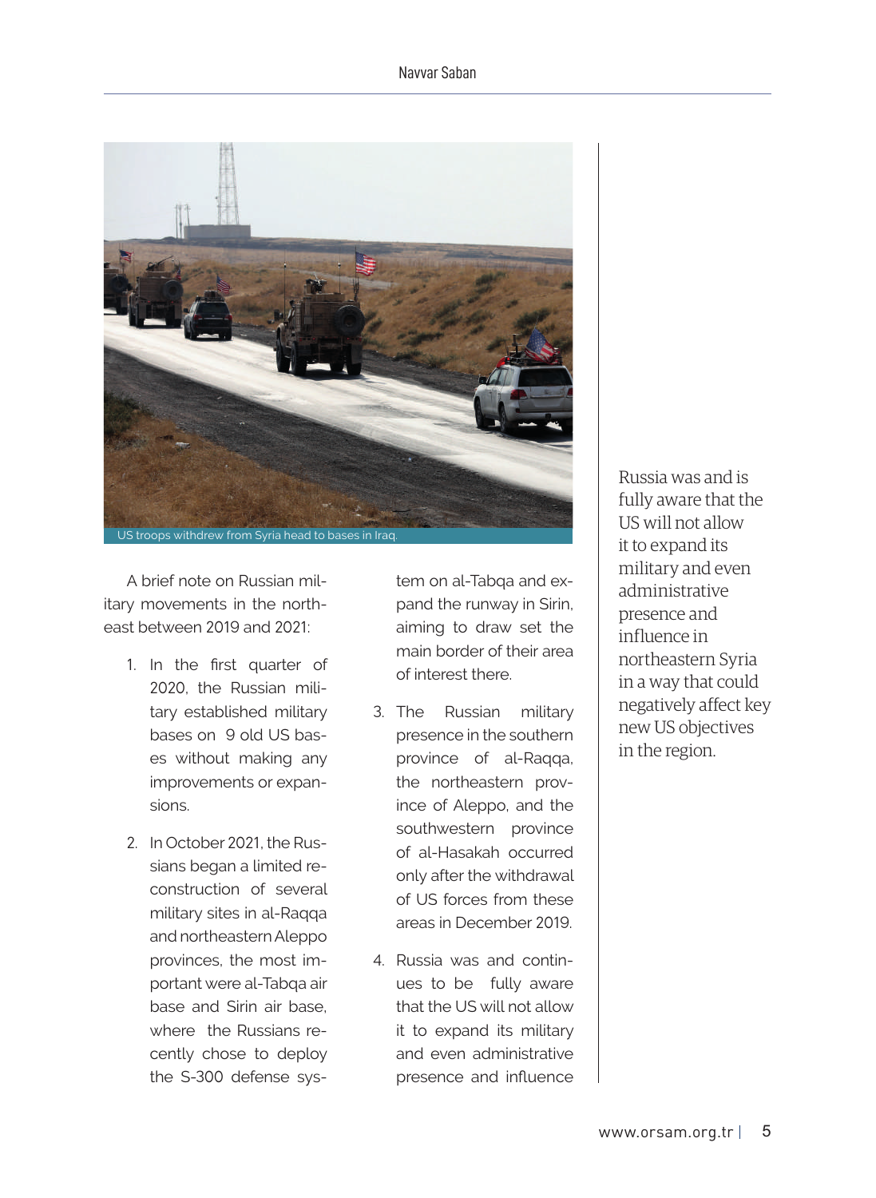US troops withdrew from Syria head to bases in Iraq.

A brief note on Russian military movements in the northeast between 2019 and 2021:

1. In the first quarter of 2020, the Russian military established military bases on 9 old US bases without making any improvements or expansions.

2. In October 2021, the Russians began a limited reconstruction of several military sites in al-Raqqa and northeastern Aleppo provinces, the most important were al-Tabqa air base and Sirin air base, where the Russians recently chose to deploy the S-300 defense system on al-Tabqa and expand the runway in Sirin, aiming to draw set the main border of their area of interest there.

3. The Russian military presence in the southern province of al-Raqqa, the northeastern province of Aleppo, and the southwestern province of al-Hasakah occurred only after the withdrawal of US forces from these areas in December 2019.

4. Russia was and continues to be fully aware that the US will not allow it to expand its military and even administrative presence and influence

> Russia was and is fully aware that the US will not allow it to expand its military and even administrative presence and influence in northeastern Syria in a way that could negatively affect key new US objectives in the region.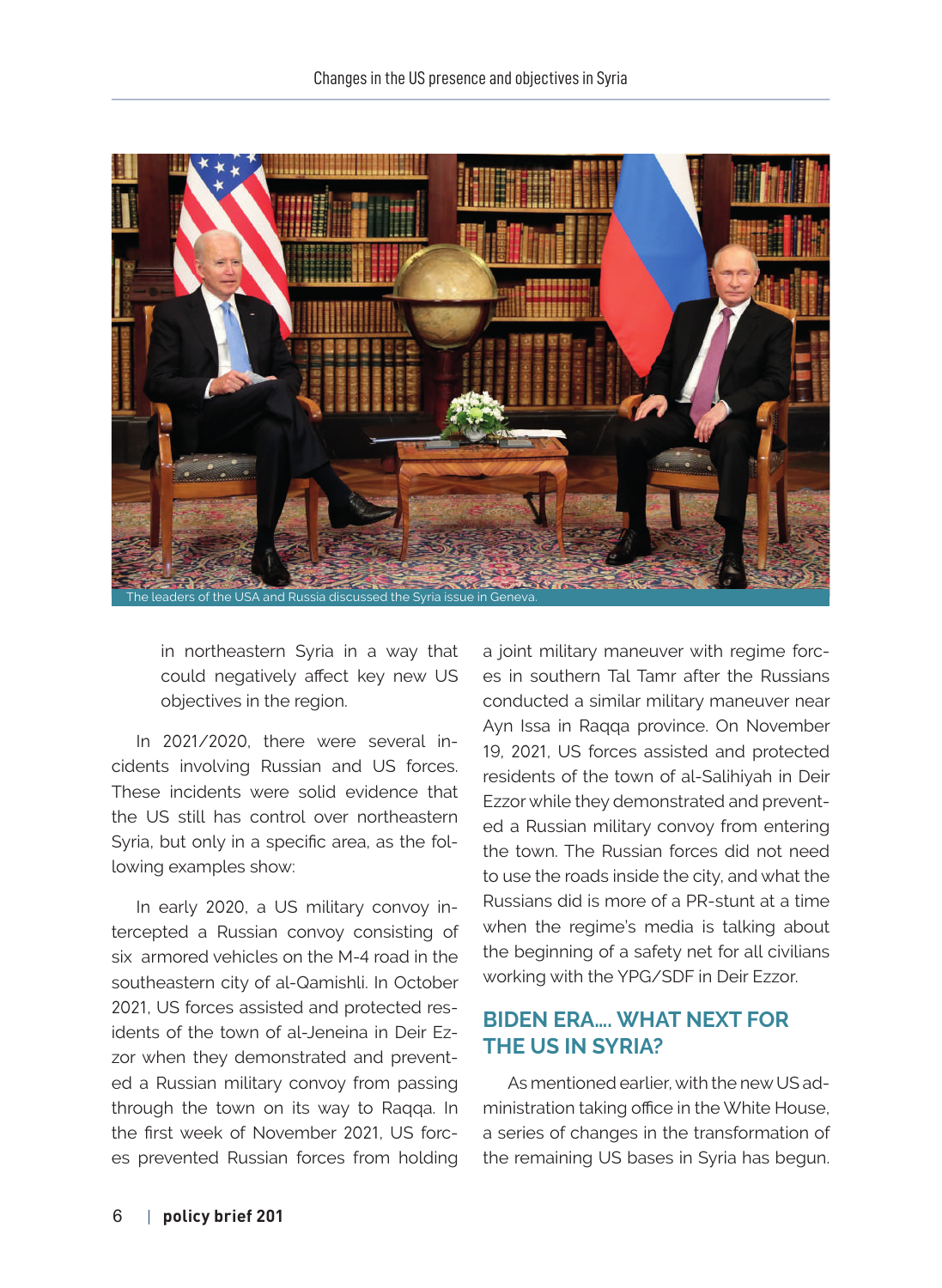The leaders of the USA and Russia discussed the Syria issue in Geneva.

in northeastern Syria in a way that could negatively affect key new US objectives in the region.

In 2021/2020, there were several incidents involving Russian and US forces. These incidents were solid evidence that the US still has control over northeastern Syria, but only in a specific area, as the following examples show:

In early 2020, a US military convoy intercepted a Russian convoy consisting of six armored vehicles on the M-4 road in the southeastern city of al-Qamishli. In October 2021, US forces assisted and protected residents of the town of al-Jeneina in Deir Ezzor when they demonstrated and prevented a Russian military convoy from passing through the town on its way to Raqqa. In the first week of November 2021, US forces prevented Russian forces from holding a joint military maneuver with regime forces in southern Tal Tamr after the Russians conducted a similar military maneuver near Ayn Issa in Raqqa province. On November 19, 2021, US forces assisted and protected residents of the town of al-Salihiyah in Deir Ezzor while they demonstrated and prevented a Russian military convoy from entering the town. The Russian forces did not need to use the roads inside the city, and what the Russians did is more of a PR-stunt at a time when the regime's media is talking about the beginning of a safety net for all civilians working with the YPG/SDF in Deir Ezzor.

## BIDEN ERA.... WHAT NEXT FOR THE US IN SYRIA?

As mentioned earlier, with the new US administration taking office in the White House, a series of changes in the transformation of the remaining US bases in Syria has begun.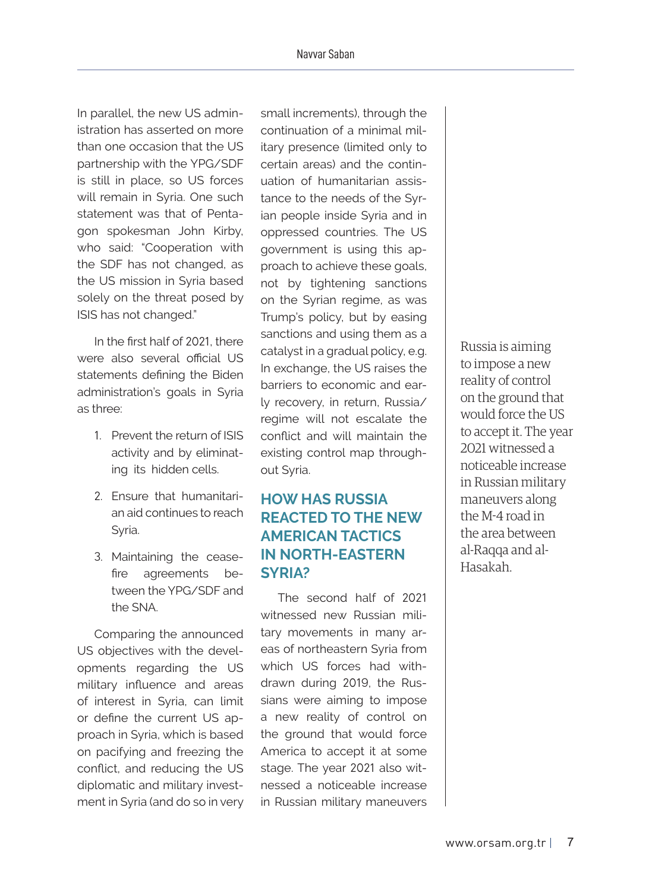In parallel, the new US administration has asserted on more than one occasion that the US partnership with the YPG/SDF is still in place, so US forces will remain in Syria. One such statement was that of Pentagon spokesman John Kirby, who said: "Cooperation with the SDF has not changed, as the US mission in Syria based solely on the threat posed by ISIS has not changed."

In the first half of 2021, there were also several official US statements defining the Biden administration's goals in Syria as three:

1. Prevent the return of ISIS activity and by eliminating its hidden cells.
2. Ensure that humanitarian aid continues to reach Syria.
3. Maintaining the ceasefire agreements between the YPG/SDF and the SNA.

Comparing the announced US objectives with the developments regarding the US military influence and areas of interest in Syria, can limit or define the current US approach in Syria, which is based on pacifying and freezing the conflict, and reducing the US diplomatic and military investment in Syria (and do so in very small increments), through the continuation of a minimal military presence (limited only to certain areas) and the continuation of humanitarian assistance to the needs of the Syrian people inside Syria and in oppressed countries. The US government is using this approach to achieve these goals, not by tightening sanctions on the Syrian regime, as was Trump's policy, but by easing sanctions and using them as a catalyst in a gradual policy, e.g. In exchange, the US raises the barriers to economic and early recovery, in return, Russia/regime will not escalate the conflict and will maintain the existing control map throughout Syria.

## HOW HAS RUSSIA REACTED TO THE NEW AMERICAN TACTICS IN NORTH-EASTERN SYRIA?

The second half of 2021 witnessed new Russian military movements in many areas of northeastern Syria from which US forces had withdrawn during 2019, the Russians were aiming to impose a new reality of control on the ground that would force America to accept it at some stage. The year 2021 also witnessed a noticeable increase in Russian military maneuvers

> Russia is aiming to impose a new reality of control on the ground that would force the US to accept it. The year 2021 witnessed a noticeable increase in Russian military maneuvers along the M-4 road in the area between al-Raqqa and al-Hasakah.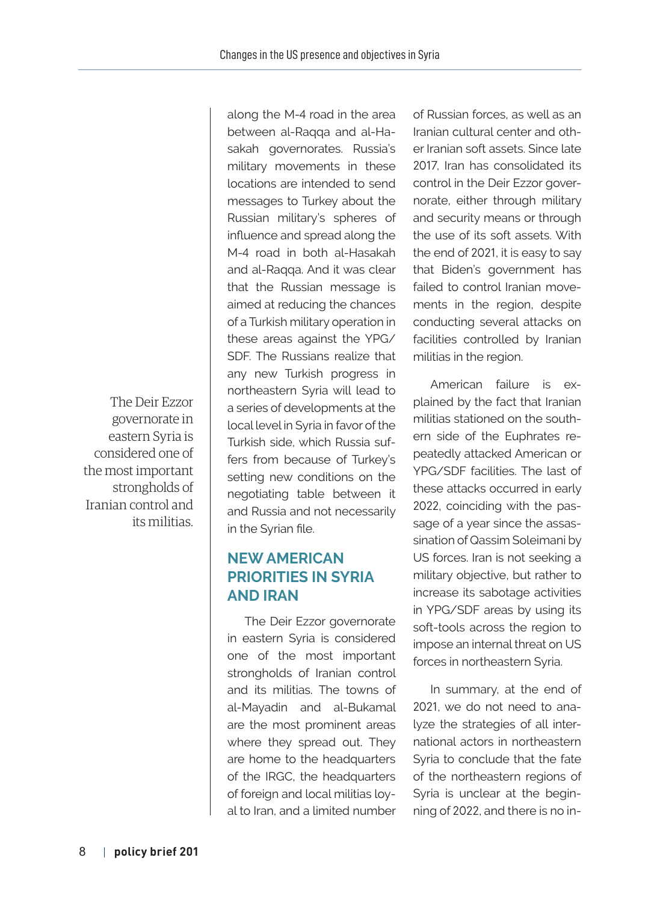along the M-4 road in the area between al-Raqqa and al-Hasakah governorates. Russia's military movements in these locations are intended to send messages to Turkey about the Russian military's spheres of influence and spread along the M-4 road in both al-Hasakah and al-Raqqa. And it was clear that the Russian message is aimed at reducing the chances of a Turkish military operation in these areas against the YPG/SDF. The Russians realize that any new Turkish progress in northeastern Syria will lead to a series of developments at the local level in Syria in favor of the Turkish side, which Russia suffers from because of Turkey's setting new conditions on the negotiating table between it and Russia and not necessarily in the Syrian file.

> The Deir Ezzor governorate in eastern Syria is considered one of the most important strongholds of Iranian control and its militias.

## NEW AMERICAN PRIORITIES IN SYRIA AND IRAN

The Deir Ezzor governorate in eastern Syria is considered one of the most important strongholds of Iranian control and its militias. The towns of al-Mayadin and al-Bukamal are the most prominent areas where they spread out. They are home to the headquarters of the IRGC, the headquarters of foreign and local militias loyal to Iran, and a limited number of Russian forces, as well as an Iranian cultural center and other Iranian soft assets. Since late 2017, Iran has consolidated its control in the Deir Ezzor governorate, either through military and security means or through the use of its soft assets. With the end of 2021, it is easy to say that Biden's government has failed to control Iranian movements in the region, despite conducting several attacks on facilities controlled by Iranian militias in the region.

American failure is explained by the fact that Iranian militias stationed on the southern side of the Euphrates repeatedly attacked American or YPG/SDF facilities. The last of these attacks occurred in early 2022, coinciding with the passage of a year since the assassination of Qassim Soleimani by US forces. Iran is not seeking a military objective, but rather to increase its sabotage activities in YPG/SDF areas by using its soft-tools across the region to impose an internal threat on US forces in northeastern Syria.

In summary, at the end of 2021, we do not need to analyze the strategies of all international actors in northeastern Syria to conclude that the fate of the northeastern regions of Syria is unclear at the beginning of 2022, and there is no in-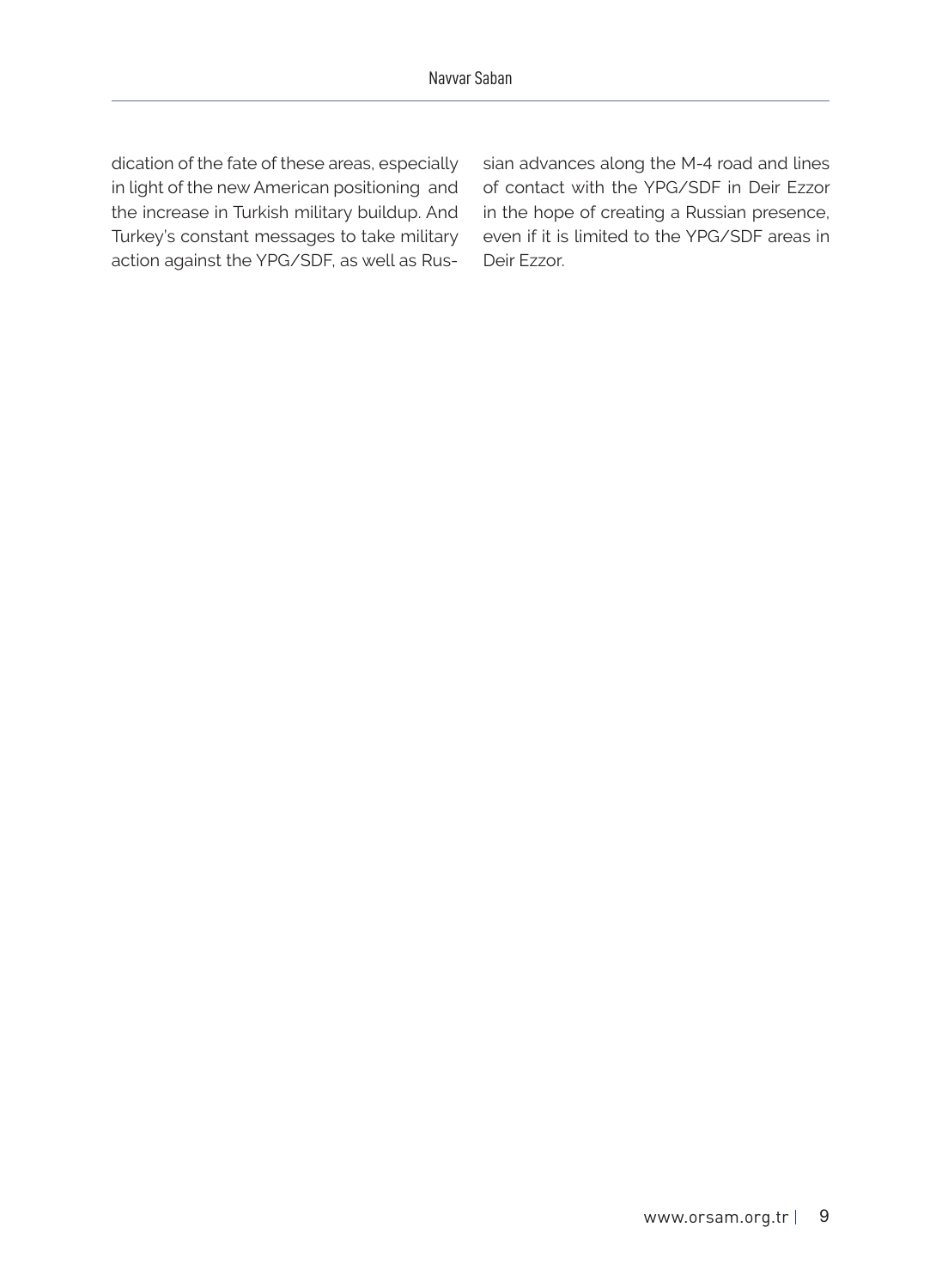dication of the fate of these areas, especially in light of the new American positioning and the increase in Turkish military buildup. And Turkey's constant messages to take military action against the YPG/SDF, as well as Russian advances along the M-4 road and lines of contact with the YPG/SDF in Deir Ezzor in the hope of creating a Russian presence, even if it is limited to the YPG/SDF areas in Deir Ezzor.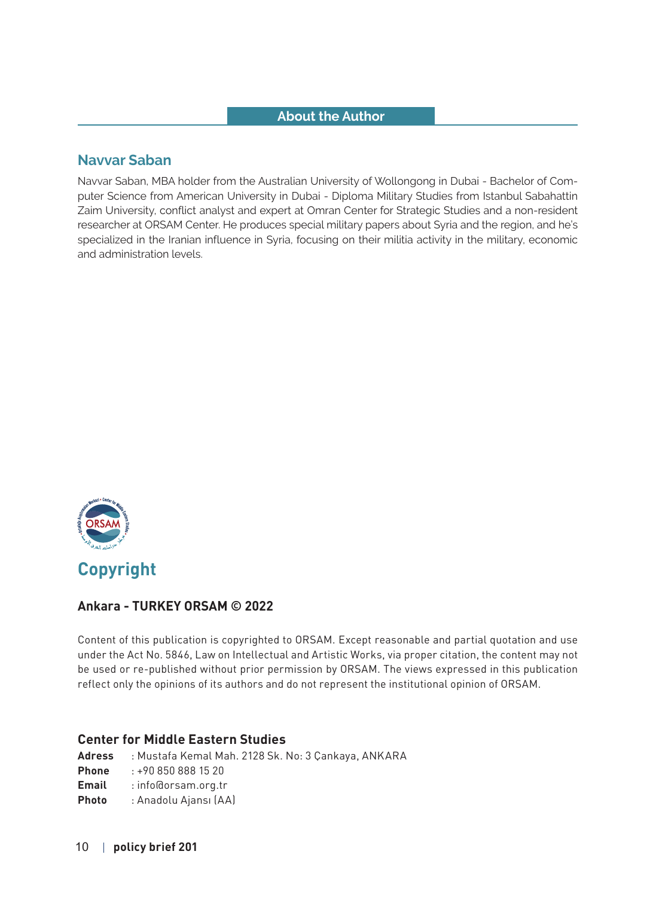## About the Author

### Navvar Saban

Navvar Saban, MBA holder from the Australian University of Wollongong in Dubai - Bachelor of Computer Science from American University in Dubai - Diploma Military Studies from Istanbul Sabahattin Zaim University, conflict analyst and expert at Omran Center for Strategic Studies and a non-resident researcher at ORSAM Center. He produces special military papers about Syria and the region, and he's specialized in the Iranian influence in Syria, focusing on their militia activity in the military, economic and administration levels.

## Copyright

**Ankara - TURKEY ORSAM © 2022**

Content of this publication is copyrighted to ORSAM. Except reasonable and partial quotation and use under the Act No. 5846, Law on Intellectual and Artistic Works, via proper citation, the content may not be used or re-published without prior permission by ORSAM. The views expressed in this publication reflect only the opinions of its authors and do not represent the institutional opinion of ORSAM.

**Center for Middle Eastern Studies**

**Adress** : Mustafa Kemal Mah. 2128 Sk. No: 3 Çankaya, ANKARA
**Phone** : +90 850 888 15 20
**Email** : info@orsam.org.tr
**Photo** : Anadolu Ajansı (AA)